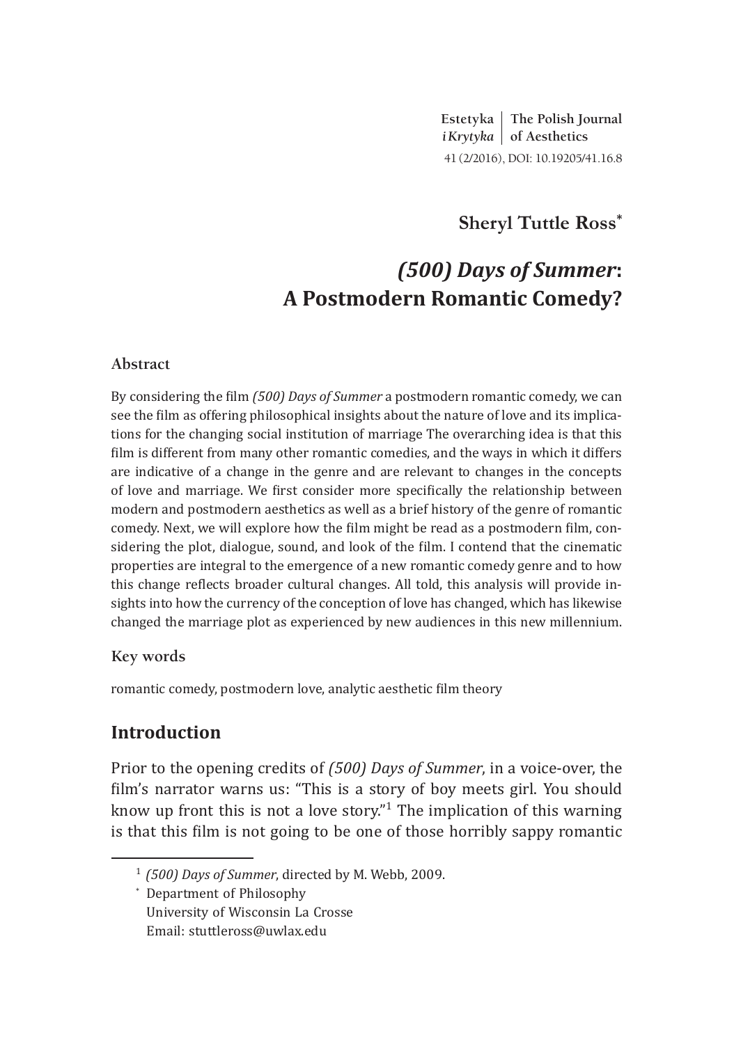Estetyka i Krytyka | The Polish Journal of Aesthetics
41 (2/2016), DOI: 10.19205/41.16.8

**Sheryl Tuttle Ross***

# *(500) Days of Summer*: A Postmodern Romantic Comedy?

### Abstract

By considering the film *(500) Days of Summer* a postmodern romantic comedy, we can see the film as offering philosophical insights about the nature of love and its implications for the changing social institution of marriage The overarching idea is that this film is different from many other romantic comedies, and the ways in which it differs are indicative of a change in the genre and are relevant to changes in the concepts of love and marriage. We first consider more specifically the relationship between modern and postmodern aesthetics as well as a brief history of the genre of romantic comedy. Next, we will explore how the film might be read as a postmodern film, considering the plot, dialogue, sound, and look of the film. I contend that the cinematic properties are integral to the emergence of a new romantic comedy genre and to how this change reflects broader cultural changes. All told, this analysis will provide insights into how the currency of the conception of love has changed, which has likewise changed the marriage plot as experienced by new audiences in this new millennium.

### Key words

romantic comedy, postmodern love, analytic aesthetic film theory

## Introduction

Prior to the opening credits of *(500) Days of Summer*, in a voice-over, the film's narrator warns us: "This is a story of boy meets girl. You should know up front this is not a love story."[1] The implication of this warning is that this film is not going to be one of those horribly sappy romantic

[1] *(500) Days of Summer*, directed by M. Webb, 2009.

\* Department of Philosophy
University of Wisconsin La Crosse
Email: stuttleross@uwlax.edu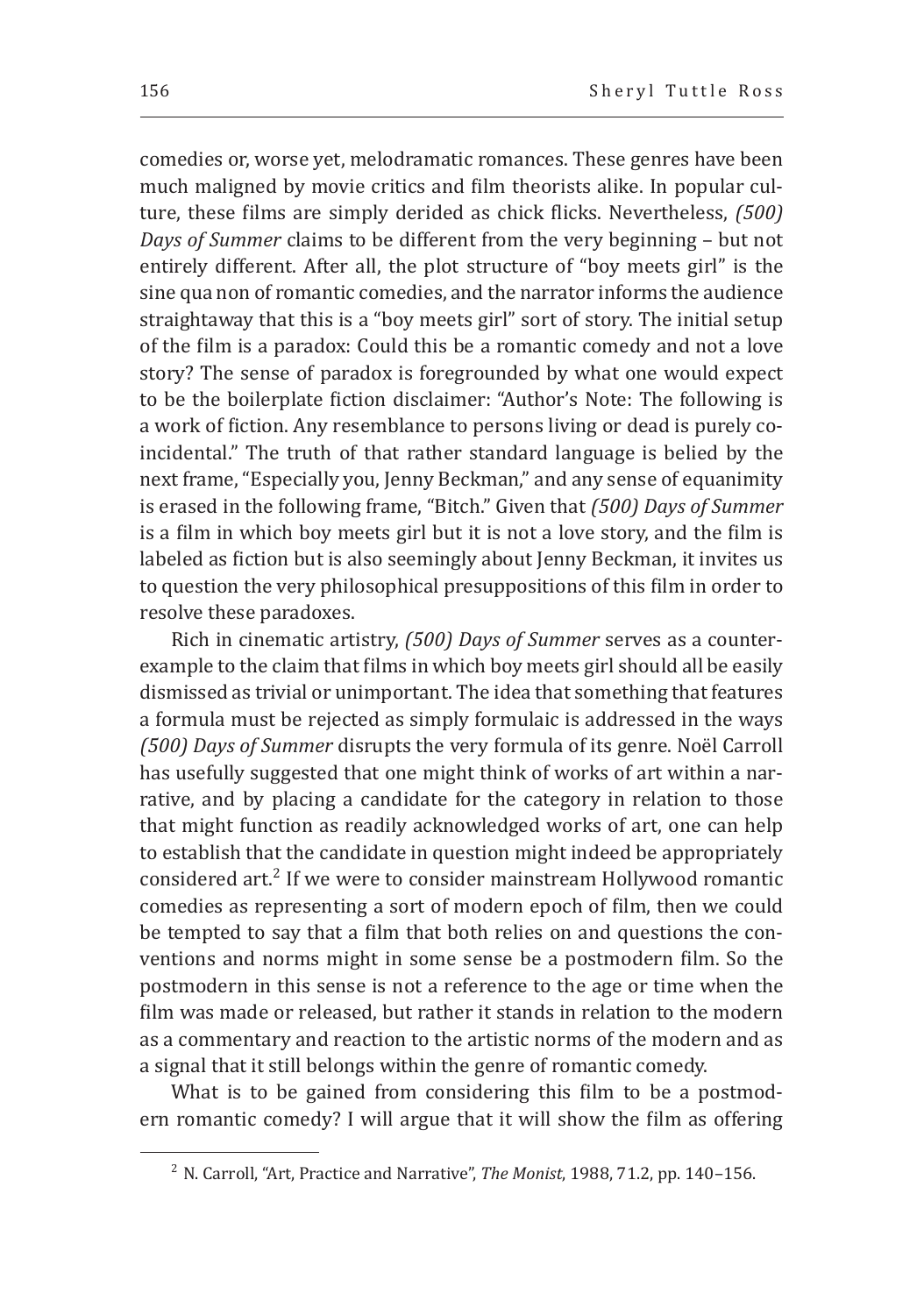comedies or, worse yet, melodramatic romances. These genres have been much maligned by movie critics and film theorists alike. In popular culture, these films are simply derided as chick flicks. Nevertheless, *(500) Days of Summer* claims to be different from the very beginning – but not entirely different. After all, the plot structure of "boy meets girl" is the sine qua non of romantic comedies, and the narrator informs the audience straightaway that this is a "boy meets girl" sort of story. The initial setup of the film is a paradox: Could this be a romantic comedy and not a love story? The sense of paradox is foregrounded by what one would expect to be the boilerplate fiction disclaimer: "Author's Note: The following is a work of fiction. Any resemblance to persons living or dead is purely coincidental." The truth of that rather standard language is belied by the next frame, "Especially you, Jenny Beckman," and any sense of equanimity is erased in the following frame, "Bitch." Given that *(500) Days of Summer* is a film in which boy meets girl but it is not a love story, and the film is labeled as fiction but is also seemingly about Jenny Beckman, it invites us to question the very philosophical presuppositions of this film in order to resolve these paradoxes.

Rich in cinematic artistry, *(500) Days of Summer* serves as a counterexample to the claim that films in which boy meets girl should all be easily dismissed as trivial or unimportant. The idea that something that features a formula must be rejected as simply formulaic is addressed in the ways *(500) Days of Summer* disrupts the very formula of its genre. Noël Carroll has usefully suggested that one might think of works of art within a narrative, and by placing a candidate for the category in relation to those that might function as readily acknowledged works of art, one can help to establish that the candidate in question might indeed be appropriately considered art.[2] If we were to consider mainstream Hollywood romantic comedies as representing a sort of modern epoch of film, then we could be tempted to say that a film that both relies on and questions the conventions and norms might in some sense be a postmodern film. So the postmodern in this sense is not a reference to the age or time when the film was made or released, but rather it stands in relation to the modern as a commentary and reaction to the artistic norms of the modern and as a signal that it still belongs within the genre of romantic comedy.

What is to be gained from considering this film to be a postmodern romantic comedy? I will argue that it will show the film as offering

[2] N. Carroll, "Art, Practice and Narrative", *The Monist*, 1988, 71.2, pp. 140–156.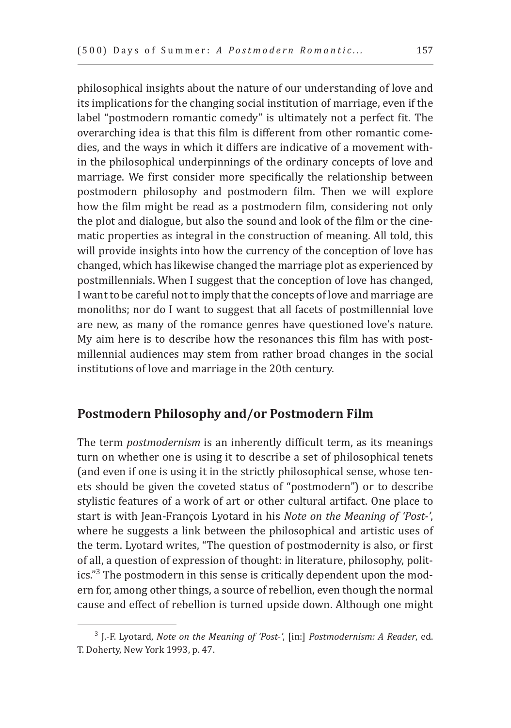philosophical insights about the nature of our understanding of love and its implications for the changing social institution of marriage, even if the label "postmodern romantic comedy" is ultimately not a perfect fit. The overarching idea is that this film is different from other romantic comedies, and the ways in which it differs are indicative of a movement within the philosophical underpinnings of the ordinary concepts of love and marriage. We first consider more specifically the relationship between postmodern philosophy and postmodern film. Then we will explore how the film might be read as a postmodern film, considering not only the plot and dialogue, but also the sound and look of the film or the cinematic properties as integral in the construction of meaning. All told, this will provide insights into how the currency of the conception of love has changed, which has likewise changed the marriage plot as experienced by postmillennials. When I suggest that the conception of love has changed, I want to be careful not to imply that the concepts of love and marriage are monoliths; nor do I want to suggest that all facets of postmillennial love are new, as many of the romance genres have questioned love's nature. My aim here is to describe how the resonances this film has with postmillennial audiences may stem from rather broad changes in the social institutions of love and marriage in the 20th century.

## Postmodern Philosophy and/or Postmodern Film

The term *postmodernism* is an inherently difficult term, as its meanings turn on whether one is using it to describe a set of philosophical tenets (and even if one is using it in the strictly philosophical sense, whose tenets should be given the coveted status of "postmodern") or to describe stylistic features of a work of art or other cultural artifact. One place to start is with Jean-François Lyotard in his *Note on the Meaning of 'Post-'*, where he suggests a link between the philosophical and artistic uses of the term. Lyotard writes, "The question of postmodernity is also, or first of all, a question of expression of thought: in literature, philosophy, politics."[3] The postmodern in this sense is critically dependent upon the modern for, among other things, a source of rebellion, even though the normal cause and effect of rebellion is turned upside down. Although one might

[3] J.-F. Lyotard, *Note on the Meaning of 'Post-'*, [in:] *Postmodernism: A Reader*, ed. T. Doherty, New York 1993, p. 47.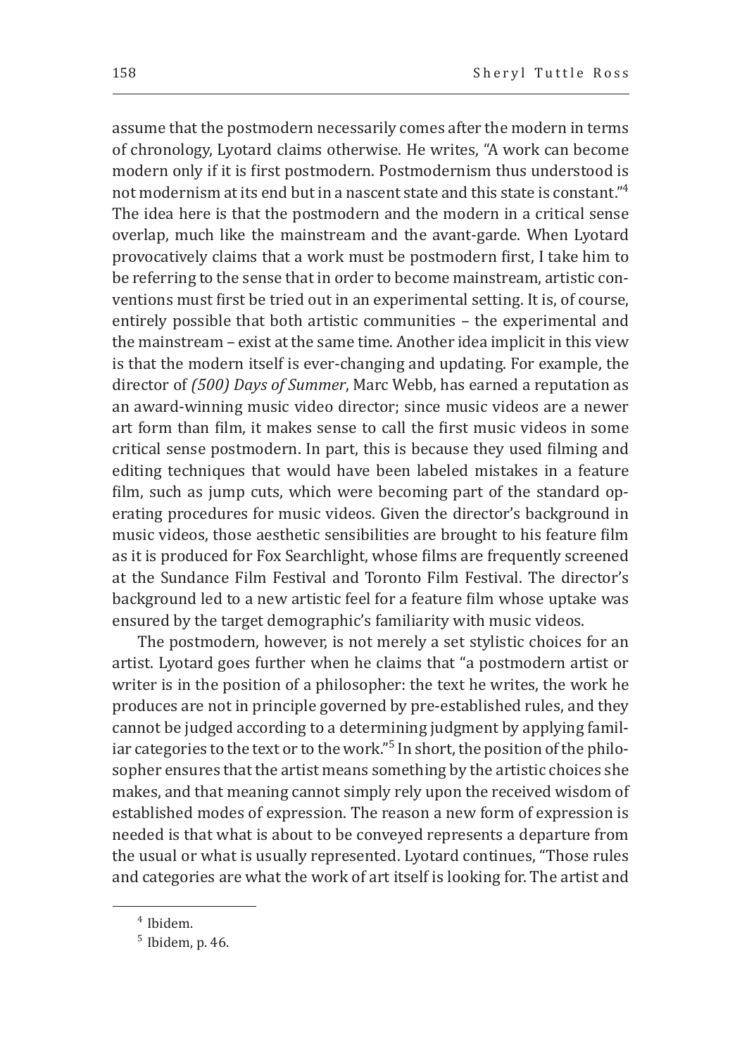assume that the postmodern necessarily comes after the modern in terms of chronology, Lyotard claims otherwise. He writes, "A work can become modern only if it is first postmodern. Postmodernism thus understood is not modernism at its end but in a nascent state and this state is constant."[4] The idea here is that the postmodern and the modern in a critical sense overlap, much like the mainstream and the avant-garde. When Lyotard provocatively claims that a work must be postmodern first, I take him to be referring to the sense that in order to become mainstream, artistic conventions must first be tried out in an experimental setting. It is, of course, entirely possible that both artistic communities – the experimental and the mainstream – exist at the same time. Another idea implicit in this view is that the modern itself is ever-changing and updating. For example, the director of *(500) Days of Summer*, Marc Webb, has earned a reputation as an award-winning music video director; since music videos are a newer art form than film, it makes sense to call the first music videos in some critical sense postmodern. In part, this is because they used filming and editing techniques that would have been labeled mistakes in a feature film, such as jump cuts, which were becoming part of the standard operating procedures for music videos. Given the director's background in music videos, those aesthetic sensibilities are brought to his feature film as it is produced for Fox Searchlight, whose films are frequently screened at the Sundance Film Festival and Toronto Film Festival. The director's background led to a new artistic feel for a feature film whose uptake was ensured by the target demographic's familiarity with music videos.

The postmodern, however, is not merely a set stylistic choices for an artist. Lyotard goes further when he claims that "a postmodern artist or writer is in the position of a philosopher: the text he writes, the work he produces are not in principle governed by pre-established rules, and they cannot be judged according to a determining judgment by applying familiar categories to the text or to the work."[5] In short, the position of the philosopher ensures that the artist means something by the artistic choices she makes, and that meaning cannot simply rely upon the received wisdom of established modes of expression. The reason a new form of expression is needed is that what is about to be conveyed represents a departure from the usual or what is usually represented. Lyotard continues, "Those rules and categories are what the work of art itself is looking for. The artist and

---

[4] Ibidem.

[5] Ibidem, p. 46.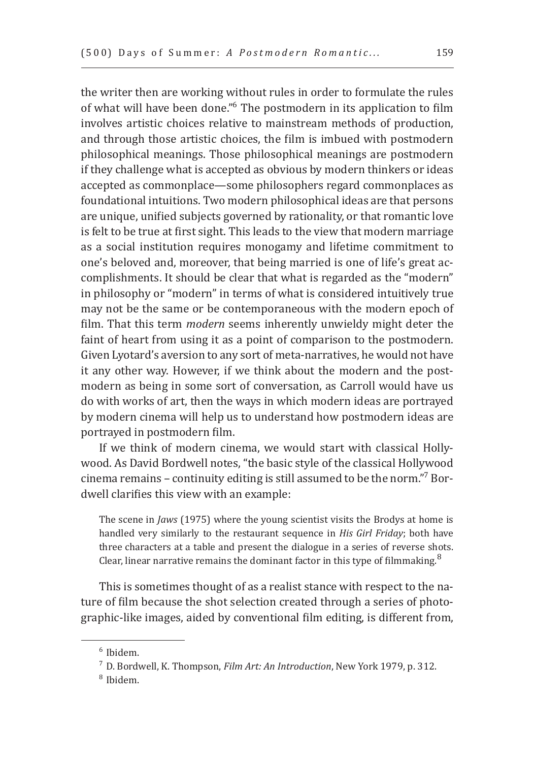the writer then are working without rules in order to formulate the rules of what will have been done."[6] The postmodern in its application to film involves artistic choices relative to mainstream methods of production, and through those artistic choices, the film is imbued with postmodern philosophical meanings. Those philosophical meanings are postmodern if they challenge what is accepted as obvious by modern thinkers or ideas accepted as commonplace—some philosophers regard commonplaces as foundational intuitions. Two modern philosophical ideas are that persons are unique, unified subjects governed by rationality, or that romantic love is felt to be true at first sight. This leads to the view that modern marriage as a social institution requires monogamy and lifetime commitment to one's beloved and, moreover, that being married is one of life's great accomplishments. It should be clear that what is regarded as the "modern" in philosophy or "modern" in terms of what is considered intuitively true may not be the same or be contemporaneous with the modern epoch of film. That this term *modern* seems inherently unwieldy might deter the faint of heart from using it as a point of comparison to the postmodern. Given Lyotard's aversion to any sort of meta-narratives, he would not have it any other way. However, if we think about the modern and the postmodern as being in some sort of conversation, as Carroll would have us do with works of art, then the ways in which modern ideas are portrayed by modern cinema will help us to understand how postmodern ideas are portrayed in postmodern film.

If we think of modern cinema, we would start with classical Hollywood. As David Bordwell notes, "the basic style of the classical Hollywood cinema remains – continuity editing is still assumed to be the norm."[7] Bordwell clarifies this view with an example:

> The scene in *Jaws* (1975) where the young scientist visits the Brodys at home is handled very similarly to the restaurant sequence in *His Girl Friday*; both have three characters at a table and present the dialogue in a series of reverse shots. Clear, linear narrative remains the dominant factor in this type of filmmaking.[8]

This is sometimes thought of as a realist stance with respect to the nature of film because the shot selection created through a series of photographic-like images, aided by conventional film editing, is different from,

---

[6] Ibidem.

[7] D. Bordwell, K. Thompson, *Film Art: An Introduction*, New York 1979, p. 312.

[8] Ibidem.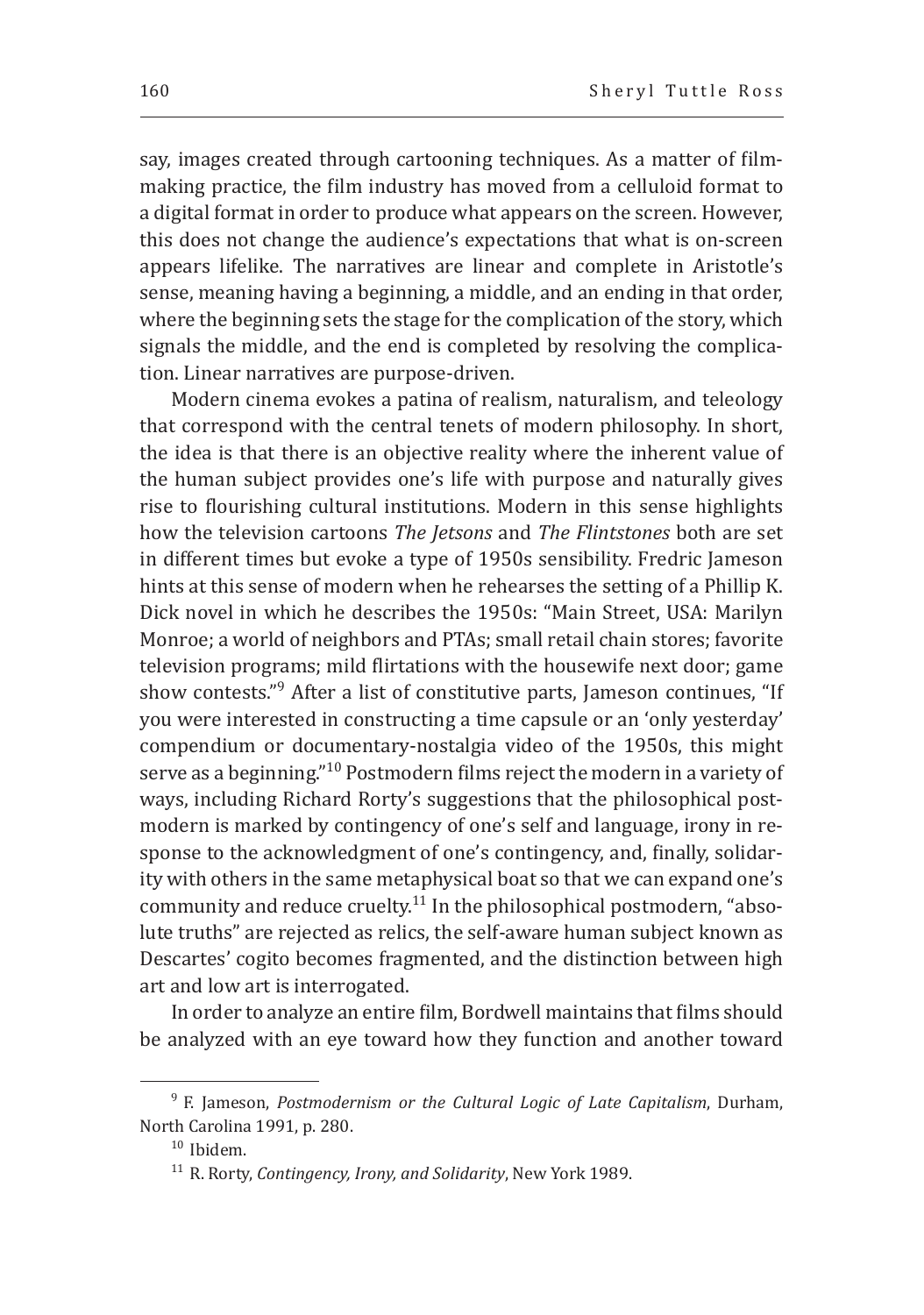say, images created through cartooning techniques. As a matter of filmmaking practice, the film industry has moved from a celluloid format to a digital format in order to produce what appears on the screen. However, this does not change the audience's expectations that what is on-screen appears lifelike. The narratives are linear and complete in Aristotle's sense, meaning having a beginning, a middle, and an ending in that order, where the beginning sets the stage for the complication of the story, which signals the middle, and the end is completed by resolving the complication. Linear narratives are purpose-driven.

Modern cinema evokes a patina of realism, naturalism, and teleology that correspond with the central tenets of modern philosophy. In short, the idea is that there is an objective reality where the inherent value of the human subject provides one's life with purpose and naturally gives rise to flourishing cultural institutions. Modern in this sense highlights how the television cartoons *The Jetsons* and *The Flintstones* both are set in different times but evoke a type of 1950s sensibility. Fredric Jameson hints at this sense of modern when he rehearses the setting of a Phillip K. Dick novel in which he describes the 1950s: "Main Street, USA: Marilyn Monroe; a world of neighbors and PTAs; small retail chain stores; favorite television programs; mild flirtations with the housewife next door; game show contests."[9] After a list of constitutive parts, Jameson continues, "If you were interested in constructing a time capsule or an 'only yesterday' compendium or documentary-nostalgia video of the 1950s, this might serve as a beginning."[10] Postmodern films reject the modern in a variety of ways, including Richard Rorty's suggestions that the philosophical postmodern is marked by contingency of one's self and language, irony in response to the acknowledgment of one's contingency, and, finally, solidarity with others in the same metaphysical boat so that we can expand one's community and reduce cruelty.[11] In the philosophical postmodern, "absolute truths" are rejected as relics, the self-aware human subject known as Descartes' cogito becomes fragmented, and the distinction between high art and low art is interrogated.

In order to analyze an entire film, Bordwell maintains that films should be analyzed with an eye toward how they function and another toward

---

[9] F. Jameson, *Postmodernism or the Cultural Logic of Late Capitalism*, Durham, North Carolina 1991, p. 280.

[10] Ibidem.

[11] R. Rorty, *Contingency, Irony, and Solidarity*, New York 1989.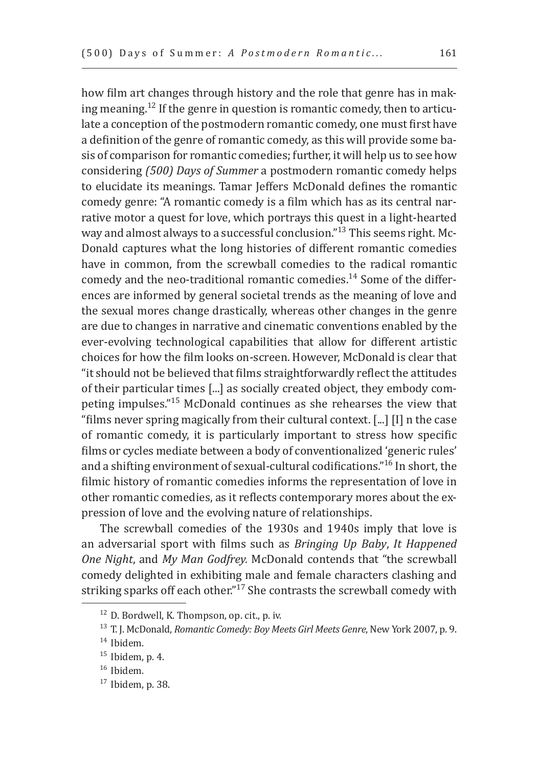how film art changes through history and the role that genre has in making meaning.[12] If the genre in question is romantic comedy, then to articulate a conception of the postmodern romantic comedy, one must first have a definition of the genre of romantic comedy, as this will provide some basis of comparison for romantic comedies; further, it will help us to see how considering *(500) Days of Summer* a postmodern romantic comedy helps to elucidate its meanings. Tamar Jeffers McDonald defines the romantic comedy genre: "A romantic comedy is a film which has as its central narrative motor a quest for love, which portrays this quest in a light-hearted way and almost always to a successful conclusion."[13] This seems right. McDonald captures what the long histories of different romantic comedies have in common, from the screwball comedies to the radical romantic comedy and the neo-traditional romantic comedies.[14] Some of the differences are informed by general societal trends as the meaning of love and the sexual mores change drastically, whereas other changes in the genre are due to changes in narrative and cinematic conventions enabled by the ever-evolving technological capabilities that allow for different artistic choices for how the film looks on-screen. However, McDonald is clear that "it should not be believed that films straightforwardly reflect the attitudes of their particular times [...] as socially created object, they embody competing impulses."[15] McDonald continues as she rehearses the view that "films never spring magically from their cultural context. [...] [I] n the case of romantic comedy, it is particularly important to stress how specific films or cycles mediate between a body of conventionalized 'generic rules' and a shifting environment of sexual-cultural codifications."[16] In short, the filmic history of romantic comedies informs the representation of love in other romantic comedies, as it reflects contemporary mores about the expression of love and the evolving nature of relationships.

The screwball comedies of the 1930s and 1940s imply that love is an adversarial sport with films such as *Bringing Up Baby*, *It Happened One Night*, and *My Man Godfrey.* McDonald contends that "the screwball comedy delighted in exhibiting male and female characters clashing and striking sparks off each other."[17] She contrasts the screwball comedy with

---

[12] D. Bordwell, K. Thompson, op. cit., p. iv.

[13] T. J. McDonald, *Romantic Comedy: Boy Meets Girl Meets Genre*, New York 2007, p. 9.

[14] Ibidem.

[15] Ibidem, p. 4.

[16] Ibidem.

[17] Ibidem, p. 38.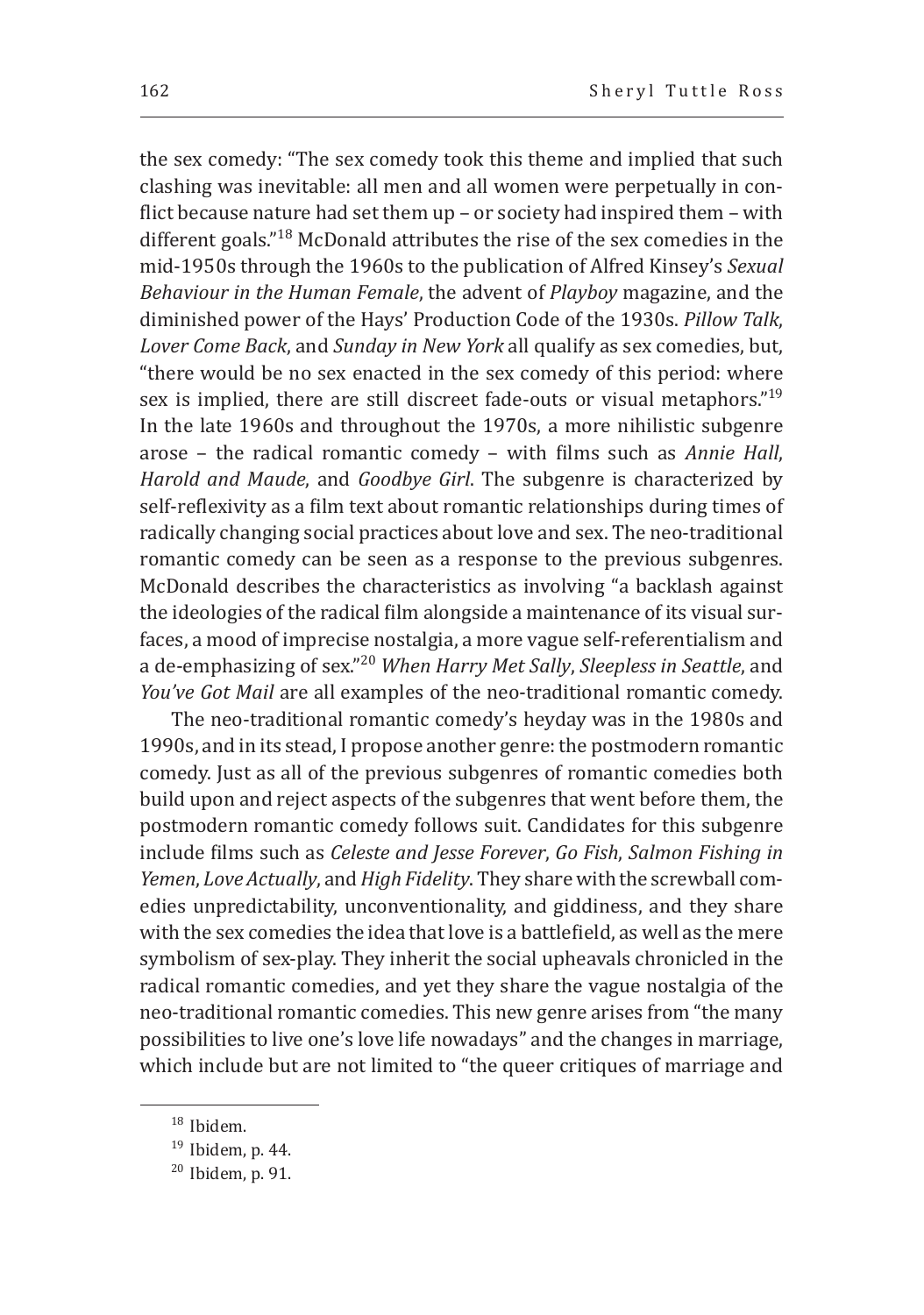the sex comedy: "The sex comedy took this theme and implied that such clashing was inevitable: all men and all women were perpetually in conflict because nature had set them up – or society had inspired them – with different goals."[18] McDonald attributes the rise of the sex comedies in the mid-1950s through the 1960s to the publication of Alfred Kinsey's *Sexual Behaviour in the Human Female*, the advent of *Playboy* magazine, and the diminished power of the Hays' Production Code of the 1930s. *Pillow Talk*, *Lover Come Back*, and *Sunday in New York* all qualify as sex comedies, but, "there would be no sex enacted in the sex comedy of this period: where sex is implied, there are still discreet fade-outs or visual metaphors."[19] In the late 1960s and throughout the 1970s, a more nihilistic subgenre arose – the radical romantic comedy – with films such as *Annie Hall*, *Harold and Maude*, and *Goodbye Girl*. The subgenre is characterized by self-reflexivity as a film text about romantic relationships during times of radically changing social practices about love and sex. The neo-traditional romantic comedy can be seen as a response to the previous subgenres. McDonald describes the characteristics as involving "a backlash against the ideologies of the radical film alongside a maintenance of its visual surfaces, a mood of imprecise nostalgia, a more vague self-referentialism and a de-emphasizing of sex."[20] *When Harry Met Sally*, *Sleepless in Seattle*, and *You've Got Mail* are all examples of the neo-traditional romantic comedy.

The neo-traditional romantic comedy's heyday was in the 1980s and 1990s, and in its stead, I propose another genre: the postmodern romantic comedy. Just as all of the previous subgenres of romantic comedies both build upon and reject aspects of the subgenres that went before them, the postmodern romantic comedy follows suit. Candidates for this subgenre include films such as *Celeste and Jesse Forever*, *Go Fish*, *Salmon Fishing in Yemen*, *Love Actually*, and *High Fidelity*. They share with the screwball comedies unpredictability, unconventionality, and giddiness, and they share with the sex comedies the idea that love is a battlefield, as well as the mere symbolism of sex-play. They inherit the social upheavals chronicled in the radical romantic comedies, and yet they share the vague nostalgia of the neo-traditional romantic comedies. This new genre arises from "the many possibilities to live one's love life nowadays" and the changes in marriage, which include but are not limited to "the queer critiques of marriage and

---

[18] Ibidem.

[19] Ibidem, p. 44.

[20] Ibidem, p. 91.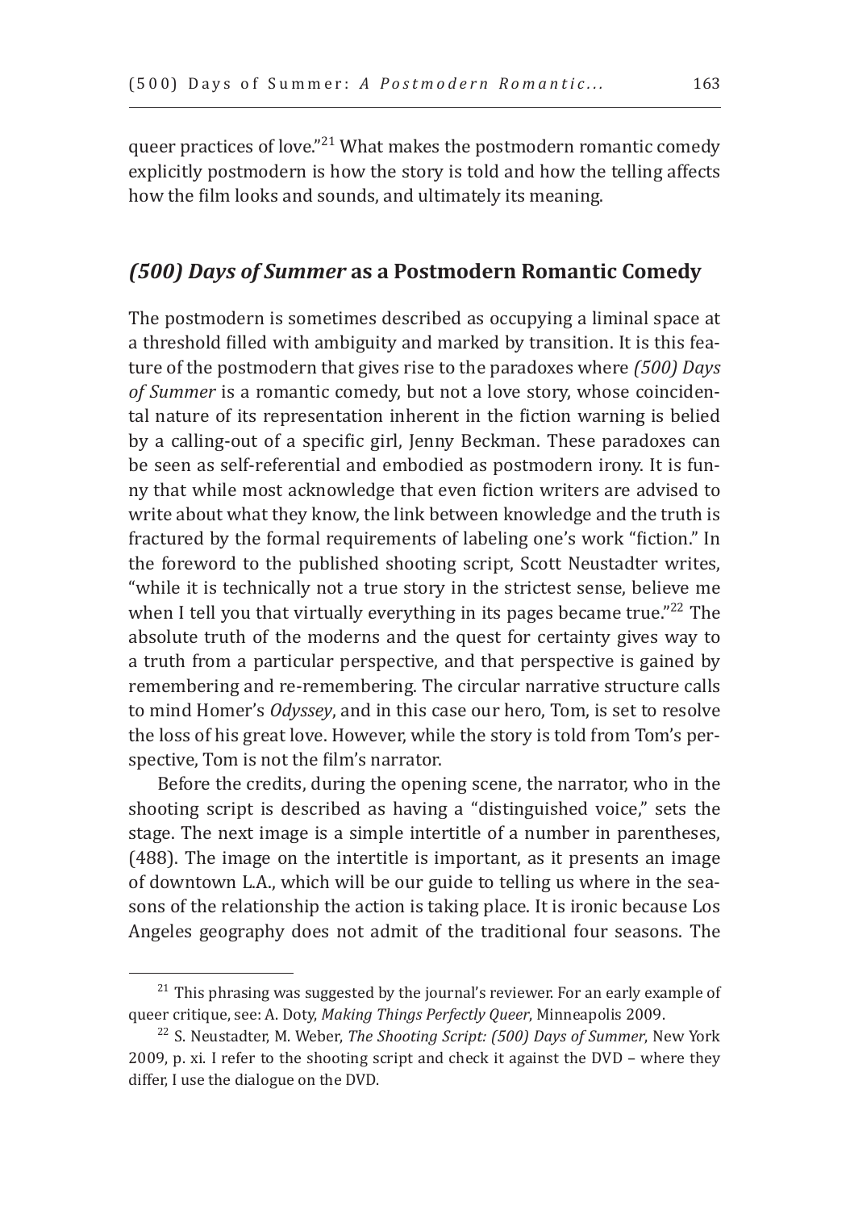queer practices of love."[21] What makes the postmodern romantic comedy explicitly postmodern is how the story is told and how the telling affects how the film looks and sounds, and ultimately its meaning.

## *(500) Days of Summer* as a Postmodern Romantic Comedy

The postmodern is sometimes described as occupying a liminal space at a threshold filled with ambiguity and marked by transition. It is this feature of the postmodern that gives rise to the paradoxes where *(500) Days of Summer* is a romantic comedy, but not a love story, whose coincidental nature of its representation inherent in the fiction warning is belied by a calling-out of a specific girl, Jenny Beckman. These paradoxes can be seen as self-referential and embodied as postmodern irony. It is funny that while most acknowledge that even fiction writers are advised to write about what they know, the link between knowledge and the truth is fractured by the formal requirements of labeling one's work "fiction." In the foreword to the published shooting script, Scott Neustadter writes, "while it is technically not a true story in the strictest sense, believe me when I tell you that virtually everything in its pages became true."[22] The absolute truth of the moderns and the quest for certainty gives way to a truth from a particular perspective, and that perspective is gained by remembering and re-remembering. The circular narrative structure calls to mind Homer's *Odyssey*, and in this case our hero, Tom, is set to resolve the loss of his great love. However, while the story is told from Tom's perspective, Tom is not the film's narrator.

Before the credits, during the opening scene, the narrator, who in the shooting script is described as having a "distinguished voice," sets the stage. The next image is a simple intertitle of a number in parentheses, (488). The image on the intertitle is important, as it presents an image of downtown L.A., which will be our guide to telling us where in the seasons of the relationship the action is taking place. It is ironic because Los Angeles geography does not admit of the traditional four seasons. The

---

[21] This phrasing was suggested by the journal's reviewer. For an early example of queer critique, see: A. Doty, *Making Things Perfectly Queer*, Minneapolis 2009.

[22] S. Neustadter, M. Weber, *The Shooting Script: (500) Days of Summer*, New York 2009, p. xi. I refer to the shooting script and check it against the DVD – where they differ, I use the dialogue on the DVD.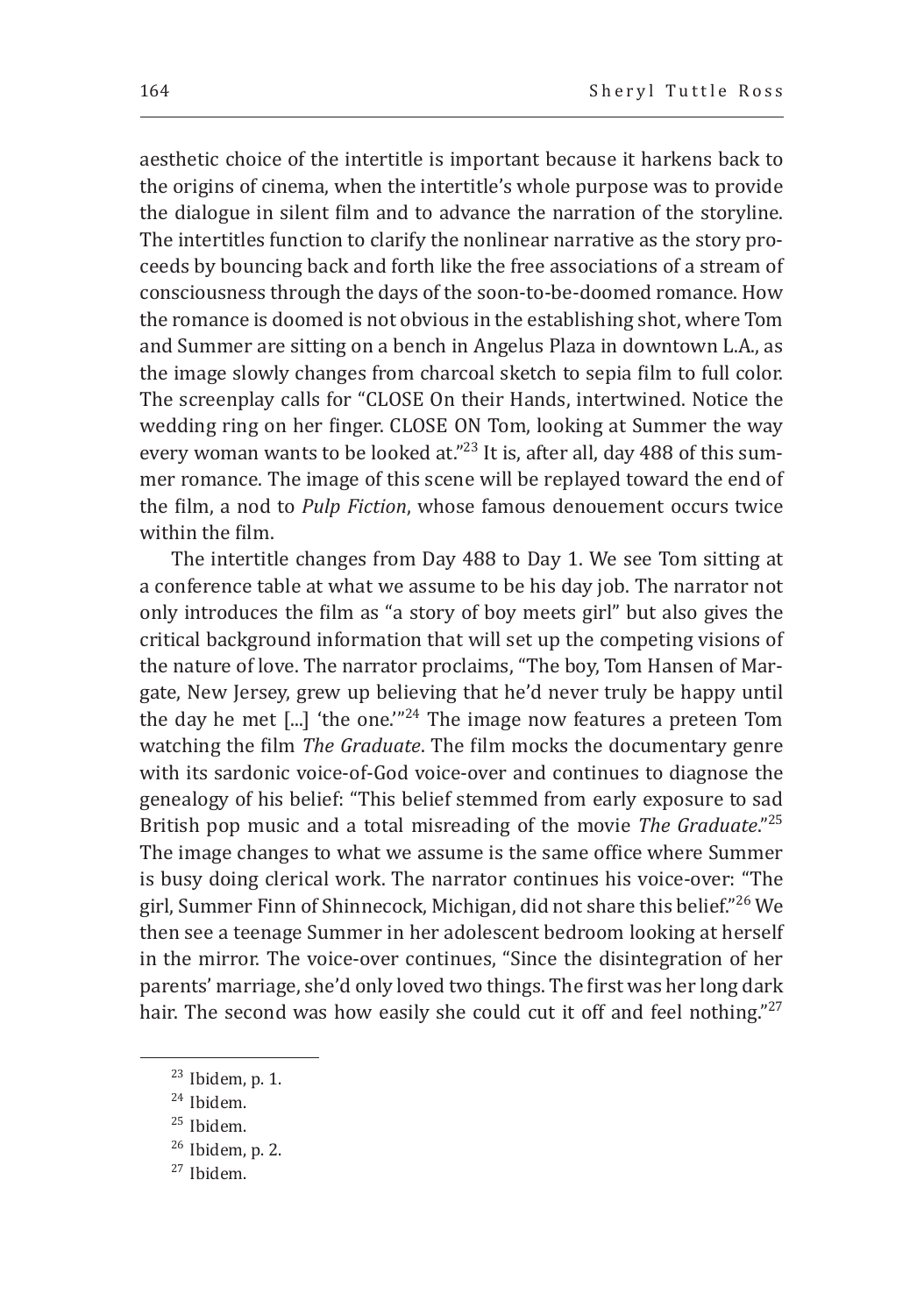aesthetic choice of the intertitle is important because it harkens back to the origins of cinema, when the intertitle's whole purpose was to provide the dialogue in silent film and to advance the narration of the storyline. The intertitles function to clarify the nonlinear narrative as the story proceeds by bouncing back and forth like the free associations of a stream of consciousness through the days of the soon-to-be-doomed romance. How the romance is doomed is not obvious in the establishing shot, where Tom and Summer are sitting on a bench in Angelus Plaza in downtown L.A., as the image slowly changes from charcoal sketch to sepia film to full color. The screenplay calls for "CLOSE On their Hands, intertwined. Notice the wedding ring on her finger. CLOSE ON Tom, looking at Summer the way every woman wants to be looked at."[23] It is, after all, day 488 of this summer romance. The image of this scene will be replayed toward the end of the film, a nod to *Pulp Fiction*, whose famous denouement occurs twice within the film.

The intertitle changes from Day 488 to Day 1. We see Tom sitting at a conference table at what we assume to be his day job. The narrator not only introduces the film as "a story of boy meets girl" but also gives the critical background information that will set up the competing visions of the nature of love. The narrator proclaims, "The boy, Tom Hansen of Margate, New Jersey, grew up believing that he'd never truly be happy until the day he met [...] 'the one.'"[24] The image now features a preteen Tom watching the film *The Graduate*. The film mocks the documentary genre with its sardonic voice-of-God voice-over and continues to diagnose the genealogy of his belief: "This belief stemmed from early exposure to sad British pop music and a total misreading of the movie *The Graduate*."[25] The image changes to what we assume is the same office where Summer is busy doing clerical work. The narrator continues his voice-over: "The girl, Summer Finn of Shinnecock, Michigan, did not share this belief."[26] We then see a teenage Summer in her adolescent bedroom looking at herself in the mirror. The voice-over continues, "Since the disintegration of her parents' marriage, she'd only loved two things. The first was her long dark hair. The second was how easily she could cut it off and feel nothing."[27]

[23] Ibidem, p. 1.

[24] Ibidem.

[25] Ibidem.

[26] Ibidem, p. 2.

[27] Ibidem.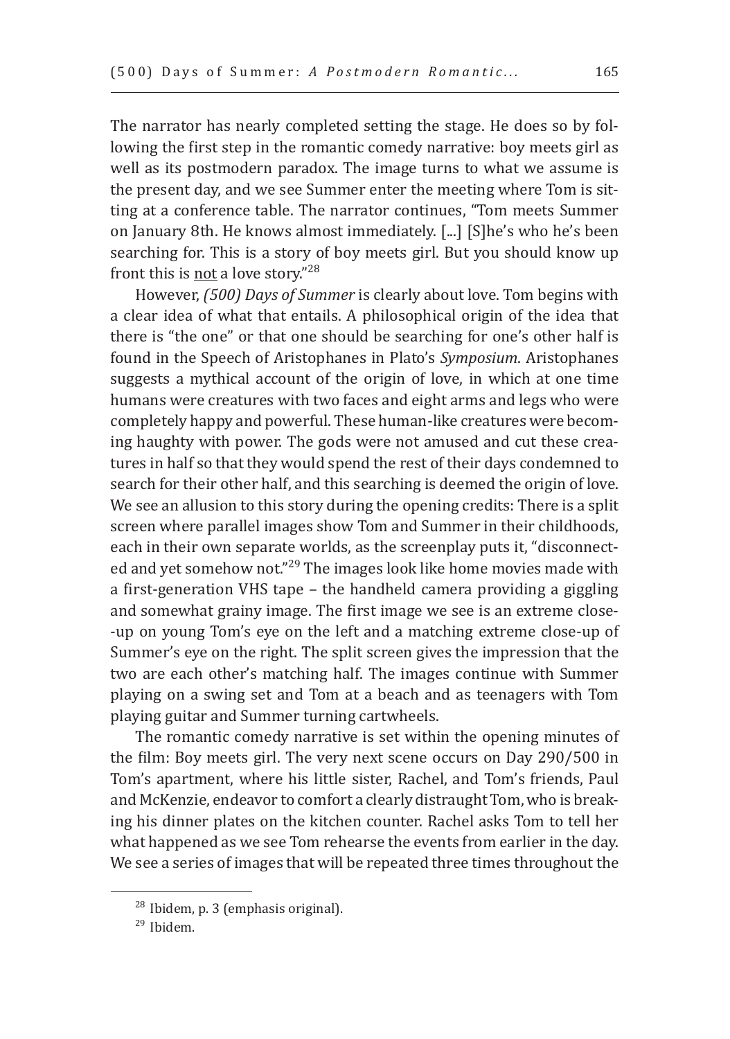The narrator has nearly completed setting the stage. He does so by following the first step in the romantic comedy narrative: boy meets girl as well as its postmodern paradox. The image turns to what we assume is the present day, and we see Summer enter the meeting where Tom is sitting at a conference table. The narrator continues, "Tom meets Summer on January 8th. He knows almost immediately. [...] [S]he's who he's been searching for. This is a story of boy meets girl. But you should know up front this is <u>not</u> a love story."[28]

However, *(500) Days of Summer* is clearly about love. Tom begins with a clear idea of what that entails. A philosophical origin of the idea that there is "the one" or that one should be searching for one's other half is found in the Speech of Aristophanes in Plato's *Symposium*. Aristophanes suggests a mythical account of the origin of love, in which at one time humans were creatures with two faces and eight arms and legs who were completely happy and powerful. These human-like creatures were becoming haughty with power. The gods were not amused and cut these creatures in half so that they would spend the rest of their days condemned to search for their other half, and this searching is deemed the origin of love. We see an allusion to this story during the opening credits: There is a split screen where parallel images show Tom and Summer in their childhoods, each in their own separate worlds, as the screenplay puts it, "disconnected and yet somehow not."[29] The images look like home movies made with a first-generation VHS tape – the handheld camera providing a giggling and somewhat grainy image. The first image we see is an extreme close--up on young Tom's eye on the left and a matching extreme close-up of Summer's eye on the right. The split screen gives the impression that the two are each other's matching half. The images continue with Summer playing on a swing set and Tom at a beach and as teenagers with Tom playing guitar and Summer turning cartwheels.

The romantic comedy narrative is set within the opening minutes of the film: Boy meets girl. The very next scene occurs on Day 290/500 in Tom's apartment, where his little sister, Rachel, and Tom's friends, Paul and McKenzie, endeavor to comfort a clearly distraught Tom, who is breaking his dinner plates on the kitchen counter. Rachel asks Tom to tell her what happened as we see Tom rehearse the events from earlier in the day. We see a series of images that will be repeated three times throughout the

---

[28] Ibidem, p. 3 (emphasis original).

[29] Ibidem.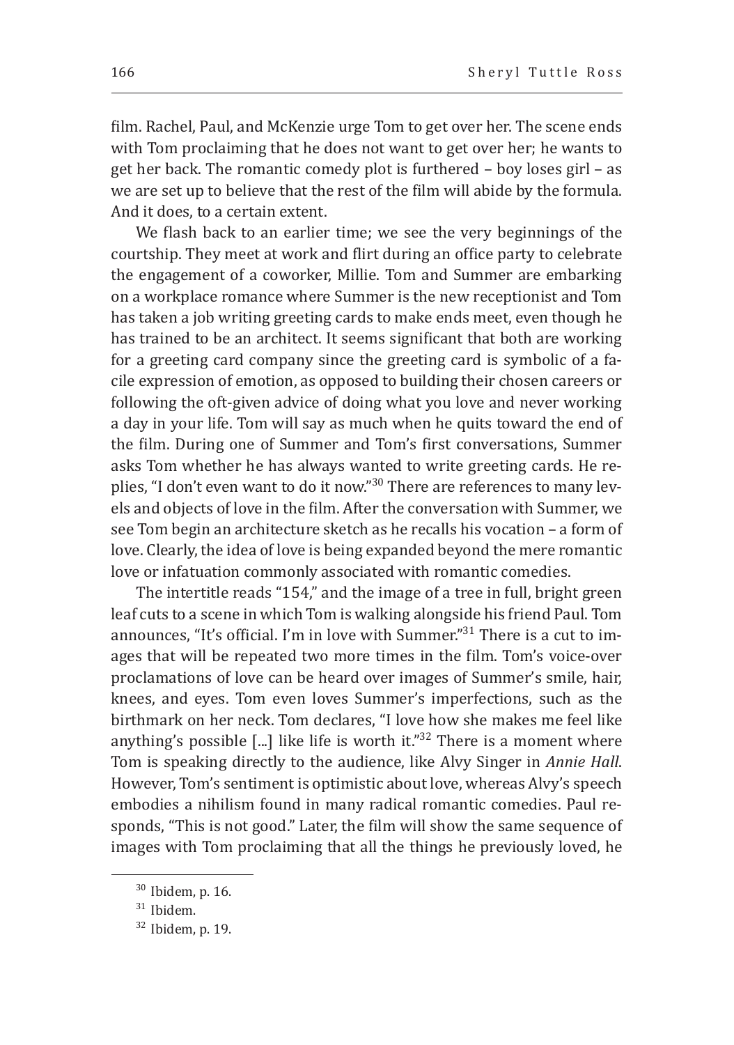film. Rachel, Paul, and McKenzie urge Tom to get over her. The scene ends with Tom proclaiming that he does not want to get over her; he wants to get her back. The romantic comedy plot is furthered – boy loses girl – as we are set up to believe that the rest of the film will abide by the formula. And it does, to a certain extent.

We flash back to an earlier time; we see the very beginnings of the courtship. They meet at work and flirt during an office party to celebrate the engagement of a coworker, Millie. Tom and Summer are embarking on a workplace romance where Summer is the new receptionist and Tom has taken a job writing greeting cards to make ends meet, even though he has trained to be an architect. It seems significant that both are working for a greeting card company since the greeting card is symbolic of a facile expression of emotion, as opposed to building their chosen careers or following the oft-given advice of doing what you love and never working a day in your life. Tom will say as much when he quits toward the end of the film. During one of Summer and Tom's first conversations, Summer asks Tom whether he has always wanted to write greeting cards. He replies, "I don't even want to do it now."[30] There are references to many levels and objects of love in the film. After the conversation with Summer, we see Tom begin an architecture sketch as he recalls his vocation – a form of love. Clearly, the idea of love is being expanded beyond the mere romantic love or infatuation commonly associated with romantic comedies.

The intertitle reads "154," and the image of a tree in full, bright green leaf cuts to a scene in which Tom is walking alongside his friend Paul. Tom announces, "It's official. I'm in love with Summer."[31] There is a cut to images that will be repeated two more times in the film. Tom's voice-over proclamations of love can be heard over images of Summer's smile, hair, knees, and eyes. Tom even loves Summer's imperfections, such as the birthmark on her neck. Tom declares, "I love how she makes me feel like anything's possible [...] like life is worth it."[32] There is a moment where Tom is speaking directly to the audience, like Alvy Singer in *Annie Hall*. However, Tom's sentiment is optimistic about love, whereas Alvy's speech embodies a nihilism found in many radical romantic comedies. Paul responds, "This is not good." Later, the film will show the same sequence of images with Tom proclaiming that all the things he previously loved, he

[30] Ibidem, p. 16.

[31] Ibidem.

[32] Ibidem, p. 19.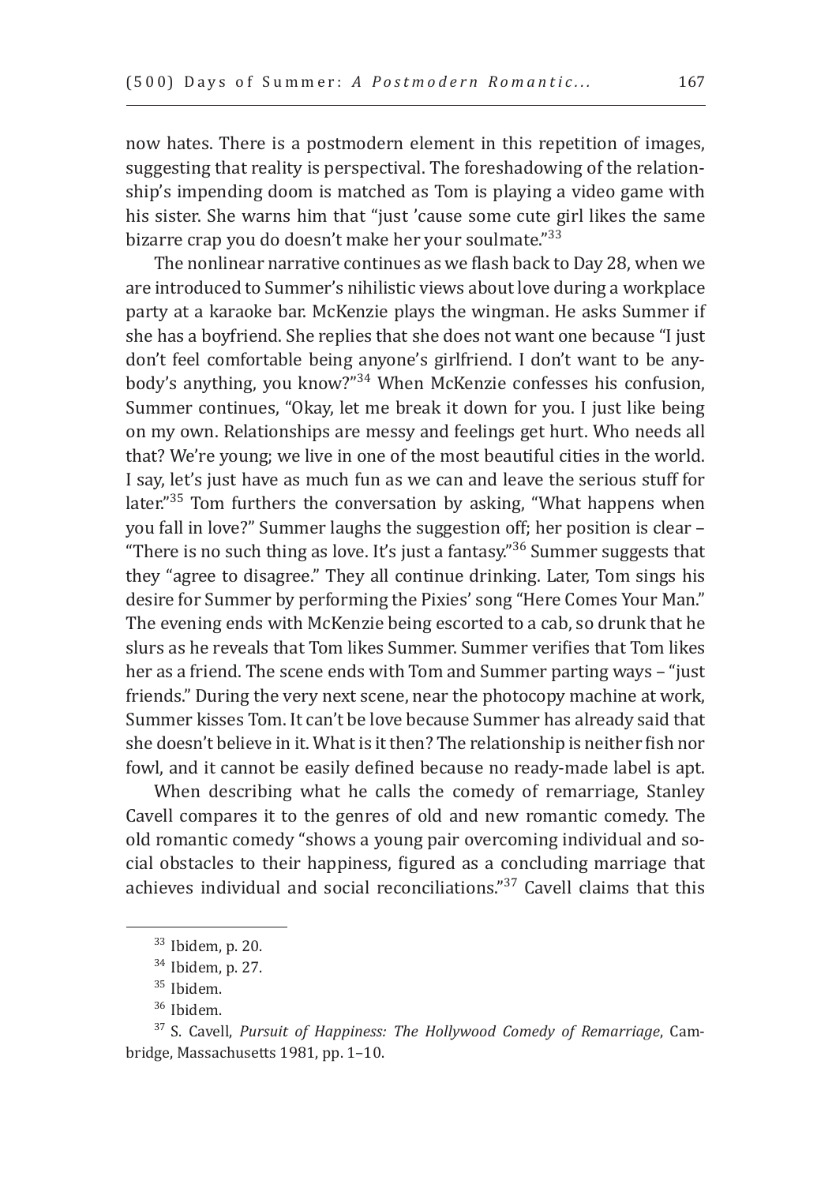now hates. There is a postmodern element in this repetition of images, suggesting that reality is perspectival. The foreshadowing of the relationship's impending doom is matched as Tom is playing a video game with his sister. She warns him that "just 'cause some cute girl likes the same bizarre crap you do doesn't make her your soulmate."[33]

The nonlinear narrative continues as we flash back to Day 28, when we are introduced to Summer's nihilistic views about love during a workplace party at a karaoke bar. McKenzie plays the wingman. He asks Summer if she has a boyfriend. She replies that she does not want one because "I just don't feel comfortable being anyone's girlfriend. I don't want to be anybody's anything, you know?"[34] When McKenzie confesses his confusion, Summer continues, "Okay, let me break it down for you. I just like being on my own. Relationships are messy and feelings get hurt. Who needs all that? We're young; we live in one of the most beautiful cities in the world. I say, let's just have as much fun as we can and leave the serious stuff for later."[35] Tom furthers the conversation by asking, "What happens when you fall in love?" Summer laughs the suggestion off; her position is clear – "There is no such thing as love. It's just a fantasy."[36] Summer suggests that they "agree to disagree." They all continue drinking. Later, Tom sings his desire for Summer by performing the Pixies' song "Here Comes Your Man." The evening ends with McKenzie being escorted to a cab, so drunk that he slurs as he reveals that Tom likes Summer. Summer verifies that Tom likes her as a friend. The scene ends with Tom and Summer parting ways – "just friends." During the very next scene, near the photocopy machine at work, Summer kisses Tom. It can't be love because Summer has already said that she doesn't believe in it. What is it then? The relationship is neither fish nor fowl, and it cannot be easily defined because no ready-made label is apt.

When describing what he calls the comedy of remarriage, Stanley Cavell compares it to the genres of old and new romantic comedy. The old romantic comedy "shows a young pair overcoming individual and social obstacles to their happiness, figured as a concluding marriage that achieves individual and social reconciliations."[37] Cavell claims that this

---

[33] Ibidem, p. 20.

[34] Ibidem, p. 27.

[35] Ibidem.

[36] Ibidem.

[37] S. Cavell, *Pursuit of Happiness: The Hollywood Comedy of Remarriage*, Cambridge, Massachusetts 1981, pp. 1–10.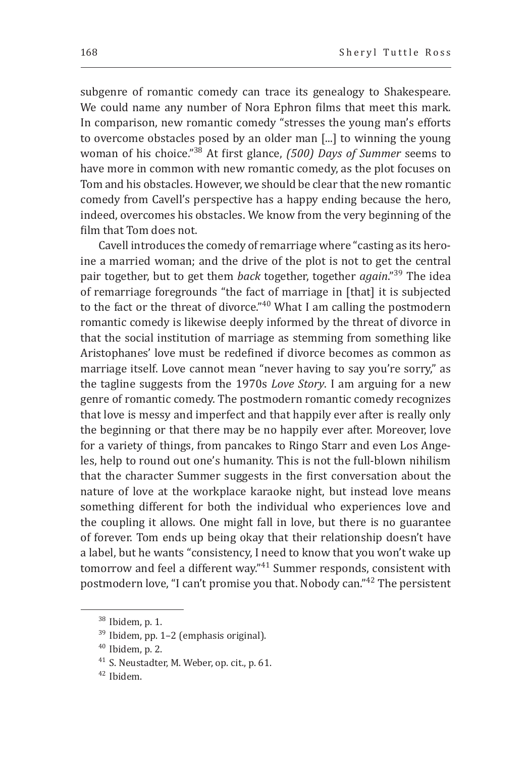subgenre of romantic comedy can trace its genealogy to Shakespeare. We could name any number of Nora Ephron films that meet this mark. In comparison, new romantic comedy "stresses the young man's efforts to overcome obstacles posed by an older man [...] to winning the young woman of his choice."[38] At first glance, *(500) Days of Summer* seems to have more in common with new romantic comedy, as the plot focuses on Tom and his obstacles. However, we should be clear that the new romantic comedy from Cavell's perspective has a happy ending because the hero, indeed, overcomes his obstacles. We know from the very beginning of the film that Tom does not.

Cavell introduces the comedy of remarriage where "casting as its heroine a married woman; and the drive of the plot is not to get the central pair together, but to get them *back* together, together *again*."[39] The idea of remarriage foregrounds "the fact of marriage in [that] it is subjected to the fact or the threat of divorce."[40] What I am calling the postmodern romantic comedy is likewise deeply informed by the threat of divorce in that the social institution of marriage as stemming from something like Aristophanes' love must be redefined if divorce becomes as common as marriage itself. Love cannot mean "never having to say you're sorry," as the tagline suggests from the 1970s *Love Story*. I am arguing for a new genre of romantic comedy. The postmodern romantic comedy recognizes that love is messy and imperfect and that happily ever after is really only the beginning or that there may be no happily ever after. Moreover, love for a variety of things, from pancakes to Ringo Starr and even Los Angeles, help to round out one's humanity. This is not the full-blown nihilism that the character Summer suggests in the first conversation about the nature of love at the workplace karaoke night, but instead love means something different for both the individual who experiences love and the coupling it allows. One might fall in love, but there is no guarantee of forever. Tom ends up being okay that their relationship doesn't have a label, but he wants "consistency, I need to know that you won't wake up tomorrow and feel a different way."[41] Summer responds, consistent with postmodern love, "I can't promise you that. Nobody can."[42] The persistent

---

[38] Ibidem, p. 1.

[39] Ibidem, pp. 1–2 (emphasis original).

[40] Ibidem, p. 2.

[41] S. Neustadter, M. Weber, op. cit., p. 61.

[42] Ibidem.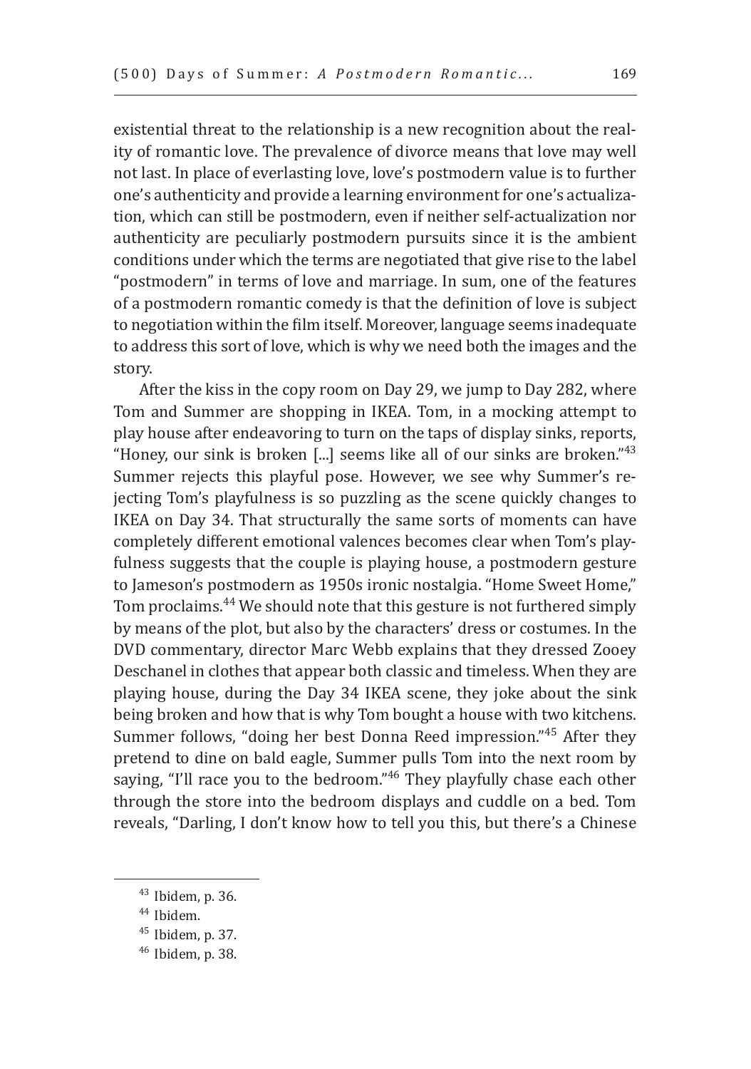existential threat to the relationship is a new recognition about the reality of romantic love. The prevalence of divorce means that love may well not last. In place of everlasting love, love's postmodern value is to further one's authenticity and provide a learning environment for one's actualization, which can still be postmodern, even if neither self-actualization nor authenticity are peculiarly postmodern pursuits since it is the ambient conditions under which the terms are negotiated that give rise to the label "postmodern" in terms of love and marriage. In sum, one of the features of a postmodern romantic comedy is that the definition of love is subject to negotiation within the film itself. Moreover, language seems inadequate to address this sort of love, which is why we need both the images and the story.

After the kiss in the copy room on Day 29, we jump to Day 282, where Tom and Summer are shopping in IKEA. Tom, in a mocking attempt to play house after endeavoring to turn on the taps of display sinks, reports, "Honey, our sink is broken [...] seems like all of our sinks are broken."[43] Summer rejects this playful pose. However, we see why Summer's rejecting Tom's playfulness is so puzzling as the scene quickly changes to IKEA on Day 34. That structurally the same sorts of moments can have completely different emotional valences becomes clear when Tom's playfulness suggests that the couple is playing house, a postmodern gesture to Jameson's postmodern as 1950s ironic nostalgia. "Home Sweet Home," Tom proclaims.[44] We should note that this gesture is not furthered simply by means of the plot, but also by the characters' dress or costumes. In the DVD commentary, director Marc Webb explains that they dressed Zooey Deschanel in clothes that appear both classic and timeless. When they are playing house, during the Day 34 IKEA scene, they joke about the sink being broken and how that is why Tom bought a house with two kitchens. Summer follows, "doing her best Donna Reed impression."[45] After they pretend to dine on bald eagle, Summer pulls Tom into the next room by saying, "I'll race you to the bedroom."[46] They playfully chase each other through the store into the bedroom displays and cuddle on a bed. Tom reveals, "Darling, I don't know how to tell you this, but there's a Chinese

---

[43] Ibidem, p. 36.

[44] Ibidem.

[45] Ibidem, p. 37.

[46] Ibidem, p. 38.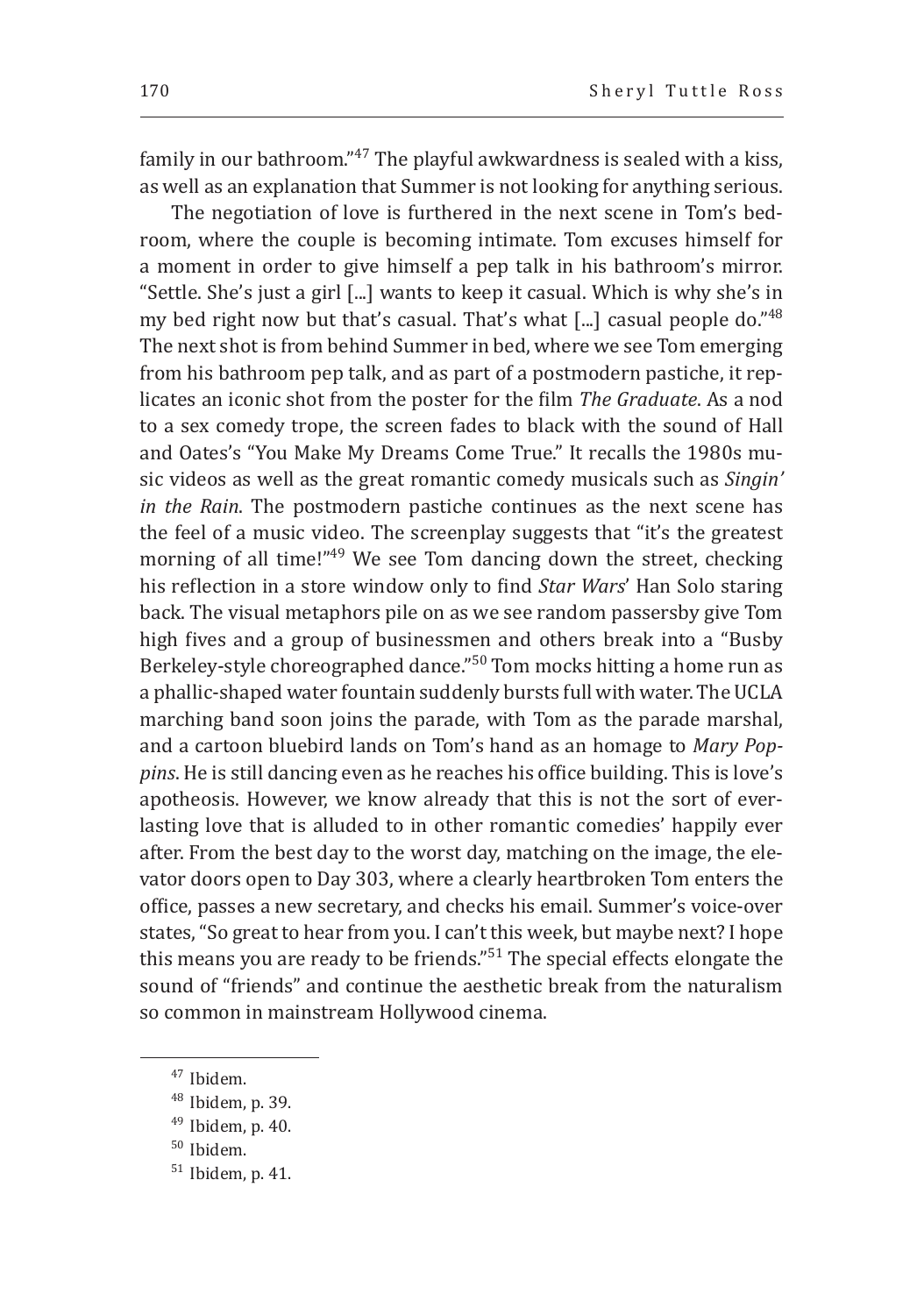family in our bathroom."[47] The playful awkwardness is sealed with a kiss, as well as an explanation that Summer is not looking for anything serious.

The negotiation of love is furthered in the next scene in Tom's bedroom, where the couple is becoming intimate. Tom excuses himself for a moment in order to give himself a pep talk in his bathroom's mirror. "Settle. She's just a girl [...] wants to keep it casual. Which is why she's in my bed right now but that's casual. That's what [...] casual people do."[48] The next shot is from behind Summer in bed, where we see Tom emerging from his bathroom pep talk, and as part of a postmodern pastiche, it replicates an iconic shot from the poster for the film *The Graduate*. As a nod to a sex comedy trope, the screen fades to black with the sound of Hall and Oates's "You Make My Dreams Come True." It recalls the 1980s music videos as well as the great romantic comedy musicals such as *Singin' in the Rain*. The postmodern pastiche continues as the next scene has the feel of a music video. The screenplay suggests that "it's the greatest morning of all time!"[49] We see Tom dancing down the street, checking his reflection in a store window only to find *Star Wars*' Han Solo staring back. The visual metaphors pile on as we see random passersby give Tom high fives and a group of businessmen and others break into a "Busby Berkeley-style choreographed dance."[50] Tom mocks hitting a home run as a phallic-shaped water fountain suddenly bursts full with water. The UCLA marching band soon joins the parade, with Tom as the parade marshal, and a cartoon bluebird lands on Tom's hand as an homage to *Mary Poppins*. He is still dancing even as he reaches his office building. This is love's apotheosis. However, we know already that this is not the sort of everlasting love that is alluded to in other romantic comedies' happily ever after. From the best day to the worst day, matching on the image, the elevator doors open to Day 303, where a clearly heartbroken Tom enters the office, passes a new secretary, and checks his email. Summer's voice-over states, "So great to hear from you. I can't this week, but maybe next? I hope this means you are ready to be friends."[51] The special effects elongate the sound of "friends" and continue the aesthetic break from the naturalism so common in mainstream Hollywood cinema.

---

[47] Ibidem.

[48] Ibidem, p. 39.

[49] Ibidem, p. 40.

[50] Ibidem.

[51] Ibidem, p. 41.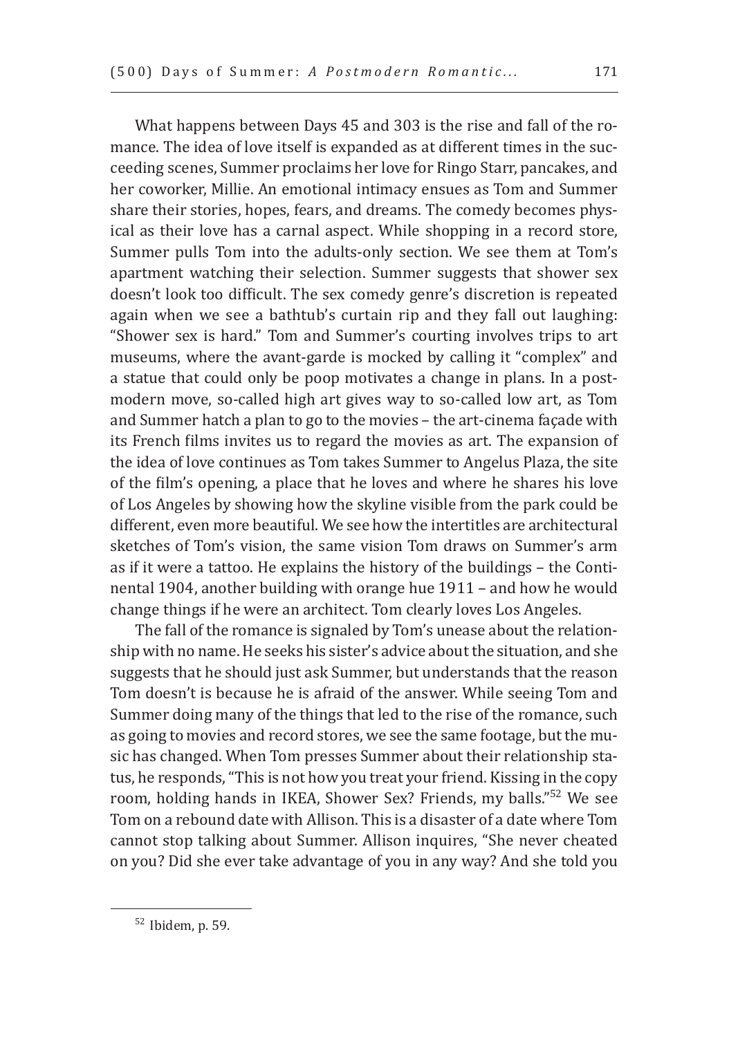What happens between Days 45 and 303 is the rise and fall of the romance. The idea of love itself is expanded as at different times in the succeeding scenes, Summer proclaims her love for Ringo Starr, pancakes, and her coworker, Millie. An emotional intimacy ensues as Tom and Summer share their stories, hopes, fears, and dreams. The comedy becomes physical as their love has a carnal aspect. While shopping in a record store, Summer pulls Tom into the adults-only section. We see them at Tom's apartment watching their selection. Summer suggests that shower sex doesn't look too difficult. The sex comedy genre's discretion is repeated again when we see a bathtub's curtain rip and they fall out laughing: "Shower sex is hard." Tom and Summer's courting involves trips to art museums, where the avant-garde is mocked by calling it "complex" and a statue that could only be poop motivates a change in plans. In a postmodern move, so-called high art gives way to so-called low art, as Tom and Summer hatch a plan to go to the movies – the art-cinema façade with its French films invites us to regard the movies as art. The expansion of the idea of love continues as Tom takes Summer to Angelus Plaza, the site of the film's opening, a place that he loves and where he shares his love of Los Angeles by showing how the skyline visible from the park could be different, even more beautiful. We see how the intertitles are architectural sketches of Tom's vision, the same vision Tom draws on Summer's arm as if it were a tattoo. He explains the history of the buildings – the Continental 1904, another building with orange hue 1911 – and how he would change things if he were an architect. Tom clearly loves Los Angeles.

The fall of the romance is signaled by Tom's unease about the relationship with no name. He seeks his sister's advice about the situation, and she suggests that he should just ask Summer, but understands that the reason Tom doesn't is because he is afraid of the answer. While seeing Tom and Summer doing many of the things that led to the rise of the romance, such as going to movies and record stores, we see the same footage, but the music has changed. When Tom presses Summer about their relationship status, he responds, "This is not how you treat your friend. Kissing in the copy room, holding hands in IKEA, Shower Sex? Friends, my balls."[52] We see Tom on a rebound date with Allison. This is a disaster of a date where Tom cannot stop talking about Summer. Allison inquires, "She never cheated on you? Did she ever take advantage of you in any way? And she told you

[52] Ibidem, p. 59.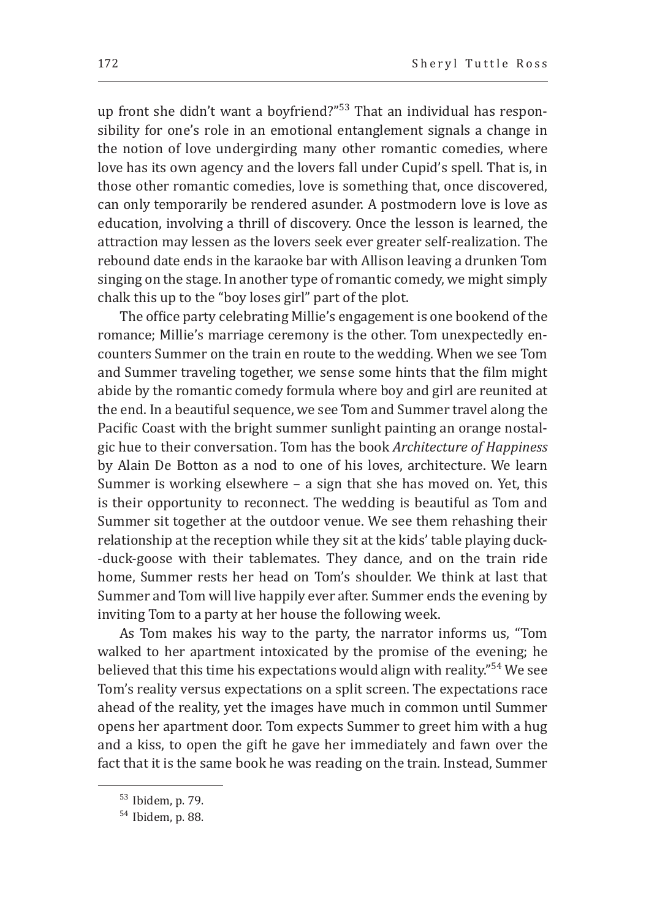up front she didn't want a boyfriend?"[53] That an individual has responsibility for one's role in an emotional entanglement signals a change in the notion of love undergirding many other romantic comedies, where love has its own agency and the lovers fall under Cupid's spell. That is, in those other romantic comedies, love is something that, once discovered, can only temporarily be rendered asunder. A postmodern love is love as education, involving a thrill of discovery. Once the lesson is learned, the attraction may lessen as the lovers seek ever greater self-realization. The rebound date ends in the karaoke bar with Allison leaving a drunken Tom singing on the stage. In another type of romantic comedy, we might simply chalk this up to the "boy loses girl" part of the plot.

The office party celebrating Millie's engagement is one bookend of the romance; Millie's marriage ceremony is the other. Tom unexpectedly encounters Summer on the train en route to the wedding. When we see Tom and Summer traveling together, we sense some hints that the film might abide by the romantic comedy formula where boy and girl are reunited at the end. In a beautiful sequence, we see Tom and Summer travel along the Pacific Coast with the bright summer sunlight painting an orange nostalgic hue to their conversation. Tom has the book *Architecture of Happiness* by Alain De Botton as a nod to one of his loves, architecture. We learn Summer is working elsewhere – a sign that she has moved on. Yet, this is their opportunity to reconnect. The wedding is beautiful as Tom and Summer sit together at the outdoor venue. We see them rehashing their relationship at the reception while they sit at the kids' table playing duck-duck-goose with their tablemates. They dance, and on the train ride home, Summer rests her head on Tom's shoulder. We think at last that Summer and Tom will live happily ever after. Summer ends the evening by inviting Tom to a party at her house the following week.

As Tom makes his way to the party, the narrator informs us, "Tom walked to her apartment intoxicated by the promise of the evening; he believed that this time his expectations would align with reality."[54] We see Tom's reality versus expectations on a split screen. The expectations race ahead of the reality, yet the images have much in common until Summer opens her apartment door. Tom expects Summer to greet him with a hug and a kiss, to open the gift he gave her immediately and fawn over the fact that it is the same book he was reading on the train. Instead, Summer

[53] Ibidem, p. 79.

[54] Ibidem, p. 88.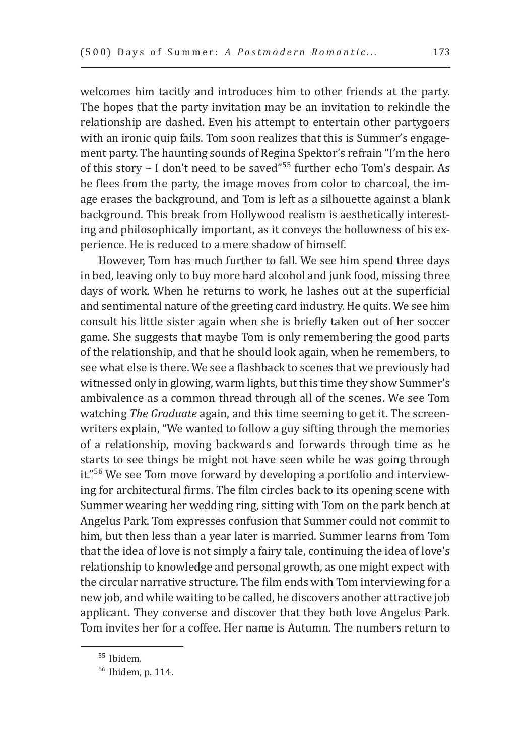welcomes him tacitly and introduces him to other friends at the party. The hopes that the party invitation may be an invitation to rekindle the relationship are dashed. Even his attempt to entertain other partygoers with an ironic quip fails. Tom soon realizes that this is Summer's engagement party. The haunting sounds of Regina Spektor's refrain "I'm the hero of this story – I don't need to be saved"[55] further echo Tom's despair. As he flees from the party, the image moves from color to charcoal, the image erases the background, and Tom is left as a silhouette against a blank background. This break from Hollywood realism is aesthetically interesting and philosophically important, as it conveys the hollowness of his experience. He is reduced to a mere shadow of himself.

However, Tom has much further to fall. We see him spend three days in bed, leaving only to buy more hard alcohol and junk food, missing three days of work. When he returns to work, he lashes out at the superficial and sentimental nature of the greeting card industry. He quits. We see him consult his little sister again when she is briefly taken out of her soccer game. She suggests that maybe Tom is only remembering the good parts of the relationship, and that he should look again, when he remembers, to see what else is there. We see a flashback to scenes that we previously had witnessed only in glowing, warm lights, but this time they show Summer's ambivalence as a common thread through all of the scenes. We see Tom watching *The Graduate* again, and this time seeming to get it. The screenwriters explain, "We wanted to follow a guy sifting through the memories of a relationship, moving backwards and forwards through time as he starts to see things he might not have seen while he was going through it."[56] We see Tom move forward by developing a portfolio and interviewing for architectural firms. The film circles back to its opening scene with Summer wearing her wedding ring, sitting with Tom on the park bench at Angelus Park. Tom expresses confusion that Summer could not commit to him, but then less than a year later is married. Summer learns from Tom that the idea of love is not simply a fairy tale, continuing the idea of love's relationship to knowledge and personal growth, as one might expect with the circular narrative structure. The film ends with Tom interviewing for a new job, and while waiting to be called, he discovers another attractive job applicant. They converse and discover that they both love Angelus Park. Tom invites her for a coffee. Her name is Autumn. The numbers return to

---

[55] Ibidem.

[56] Ibidem, p. 114.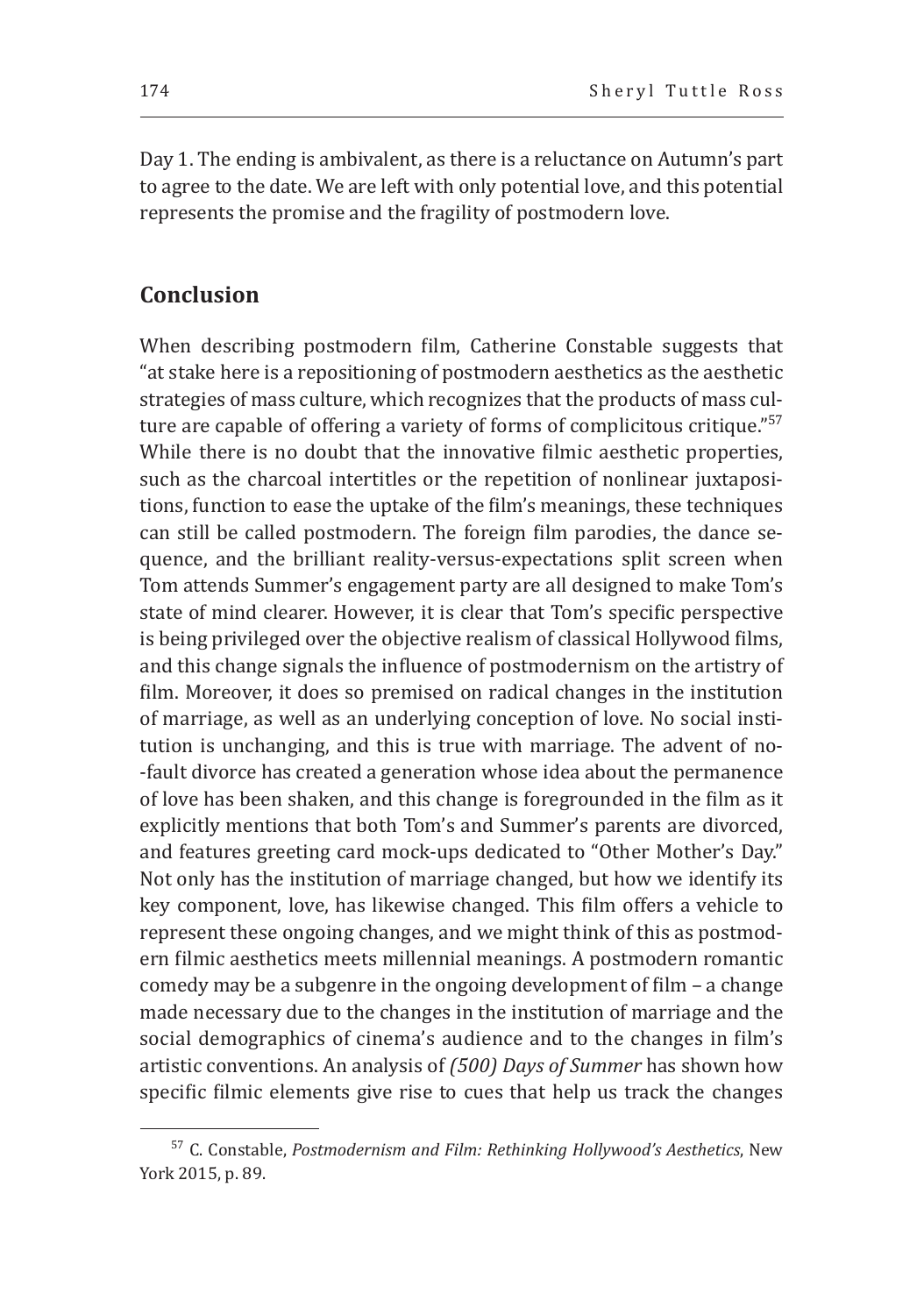Day 1. The ending is ambivalent, as there is a reluctance on Autumn's part to agree to the date. We are left with only potential love, and this potential represents the promise and the fragility of postmodern love.

## Conclusion

When describing postmodern film, Catherine Constable suggests that "at stake here is a repositioning of postmodern aesthetics as the aesthetic strategies of mass culture, which recognizes that the products of mass culture are capable of offering a variety of forms of complicitous critique."[57] While there is no doubt that the innovative filmic aesthetic properties, such as the charcoal intertitles or the repetition of nonlinear juxtapositions, function to ease the uptake of the film's meanings, these techniques can still be called postmodern. The foreign film parodies, the dance sequence, and the brilliant reality-versus-expectations split screen when Tom attends Summer's engagement party are all designed to make Tom's state of mind clearer. However, it is clear that Tom's specific perspective is being privileged over the objective realism of classical Hollywood films, and this change signals the influence of postmodernism on the artistry of film. Moreover, it does so premised on radical changes in the institution of marriage, as well as an underlying conception of love. No social institution is unchanging, and this is true with marriage. The advent of no-fault divorce has created a generation whose idea about the permanence of love has been shaken, and this change is foregrounded in the film as it explicitly mentions that both Tom's and Summer's parents are divorced, and features greeting card mock-ups dedicated to "Other Mother's Day." Not only has the institution of marriage changed, but how we identify its key component, love, has likewise changed. This film offers a vehicle to represent these ongoing changes, and we might think of this as postmodern filmic aesthetics meets millennial meanings. A postmodern romantic comedy may be a subgenre in the ongoing development of film – a change made necessary due to the changes in the institution of marriage and the social demographics of cinema's audience and to the changes in film's artistic conventions. An analysis of *(500) Days of Summer* has shown how specific filmic elements give rise to cues that help us track the changes

---

[57] C. Constable, *Postmodernism and Film: Rethinking Hollywood's Aesthetics*, New York 2015, p. 89.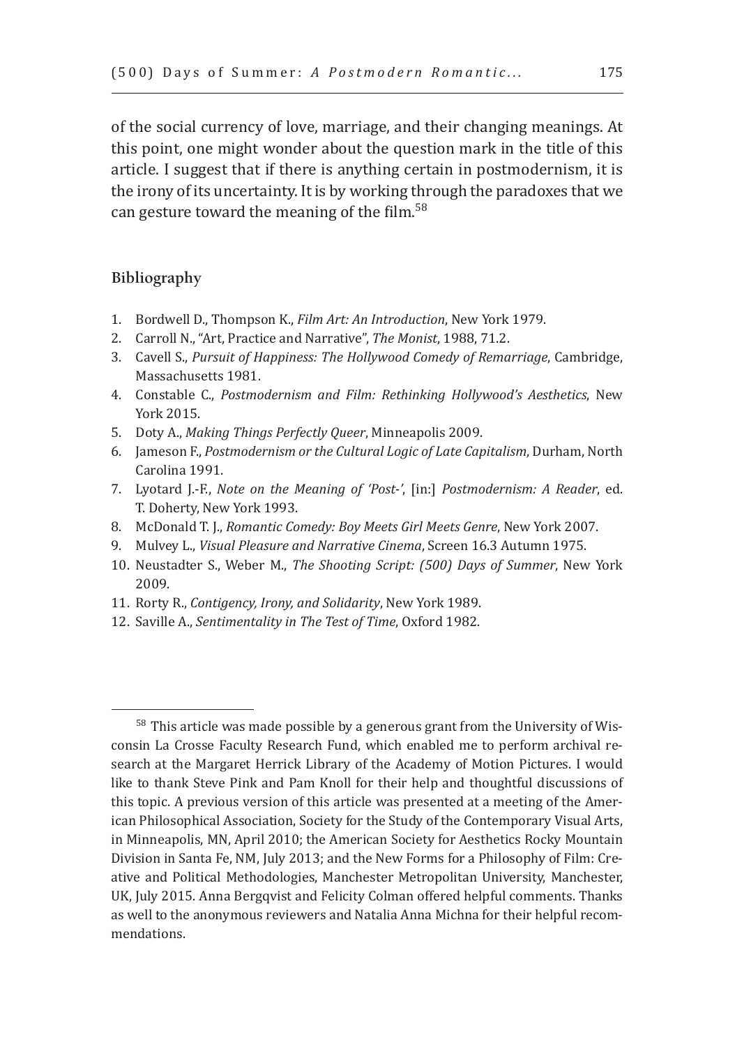of the social currency of love, marriage, and their changing meanings. At this point, one might wonder about the question mark in the title of this article. I suggest that if there is anything certain in postmodernism, it is the irony of its uncertainty. It is by working through the paradoxes that we can gesture toward the meaning of the film.[58]

## Bibliography

1. Bordwell D., Thompson K., *Film Art: An Introduction*, New York 1979.
2. Carroll N., "Art, Practice and Narrative", *The Monist*, 1988, 71.2.
3. Cavell S., *Pursuit of Happiness: The Hollywood Comedy of Remarriage*, Cambridge, Massachusetts 1981.
4. Constable C., *Postmodernism and Film: Rethinking Hollywood's Aesthetics*, New York 2015.
5. Doty A., *Making Things Perfectly Queer*, Minneapolis 2009.
6. Jameson F., *Postmodernism or the Cultural Logic of Late Capitalism*, Durham, North Carolina 1991.
7. Lyotard J.-F., *Note on the Meaning of 'Post-'*, [in:] *Postmodernism: A Reader*, ed. T. Doherty, New York 1993.
8. McDonald T. J., *Romantic Comedy: Boy Meets Girl Meets Genre*, New York 2007.
9. Mulvey L., *Visual Pleasure and Narrative Cinema*, Screen 16.3 Autumn 1975.
10. Neustadter S., Weber M., *The Shooting Script: (500) Days of Summer*, New York 2009.
11. Rorty R., *Contigency, Irony, and Solidarity*, New York 1989.
12. Saville A., *Sentimentality in The Test of Time*, Oxford 1982.

---

[58] This article was made possible by a generous grant from the University of Wisconsin La Crosse Faculty Research Fund, which enabled me to perform archival research at the Margaret Herrick Library of the Academy of Motion Pictures. I would like to thank Steve Pink and Pam Knoll for their help and thoughtful discussions of this topic. A previous version of this article was presented at a meeting of the American Philosophical Association, Society for the Study of the Contemporary Visual Arts, in Minneapolis, MN, April 2010; the American Society for Aesthetics Rocky Mountain Division in Santa Fe, NM, July 2013; and the New Forms for a Philosophy of Film: Creative and Political Methodologies, Manchester Metropolitan University, Manchester, UK, July 2015. Anna Bergqvist and Felicity Colman offered helpful comments. Thanks as well to the anonymous reviewers and Natalia Anna Michna for their helpful recommendations.